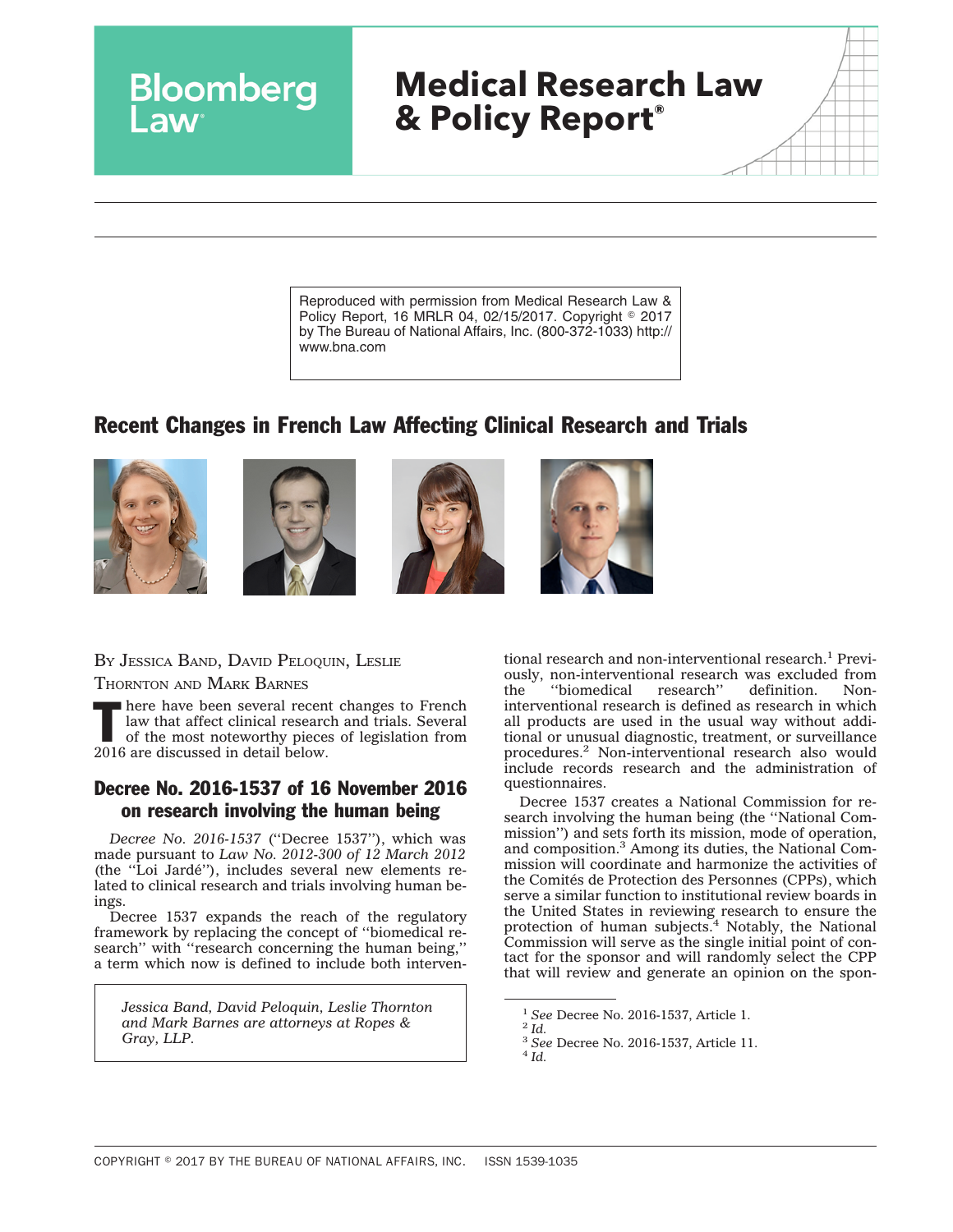# Medical Research Law & Policy Report®

Reproduced with permission from Medical Research Law & Policy Report, 16 MRLR 04, 02/15/2017. Copyright © 2017 by The Bureau of National Affairs, Inc. (800-372-1033) http://www.bna.com

## Recent Changes in French Law Affecting Clinical Research and Trials

BY JESSICA BAND, DAVID PELOQUIN, LESLIE THORNTON AND MARK BARNES

There have been several recent changes to French law that affect clinical research and trials. Several of the most noteworthy pieces of legislation from 2016 are discussed in detail below.

### Decree No. 2016-1537 of 16 November 2016 on research involving the human being

*Decree No. 2016-1537* ("Decree 1537"), which was made pursuant to *Law No. 2012-300 of 12 March 2012* (the "Loi Jardé"), includes several new elements related to clinical research and trials involving human beings.

Decree 1537 expands the reach of the regulatory framework by replacing the concept of "biomedical research" with "research concerning the human being," a term which now is defined to include both interventional research and non-interventional research.[1] Previously, non-interventional research was excluded from the "biomedical research" definition. Non-interventional research is defined as research in which all products are used in the usual way without additional or unusual diagnostic, treatment, or surveillance procedures.[2] Non-interventional research also would include records research and the administration of questionnaires.

Decree 1537 creates a National Commission for research involving the human being (the "National Commission") and sets forth its mission, mode of operation, and composition.[3] Among its duties, the National Commission will coordinate and harmonize the activities of the Comités de Protection des Personnes (CPPs), which serve a similar function to institutional review boards in the United States in reviewing research to ensure the protection of human subjects.[4] Notably, the National Commission will serve as the single initial point of contact for the sponsor and will randomly select the CPP that will review and generate an opinion on the spon-

*Jessica Band, David Peloquin, Leslie Thornton and Mark Barnes are attorneys at Ropes & Gray, LLP.*

---

[1] *See* Decree No. 2016-1537, Article 1.
[2] *Id.*
[3] *See* Decree No. 2016-1537, Article 11.
[4] *Id.*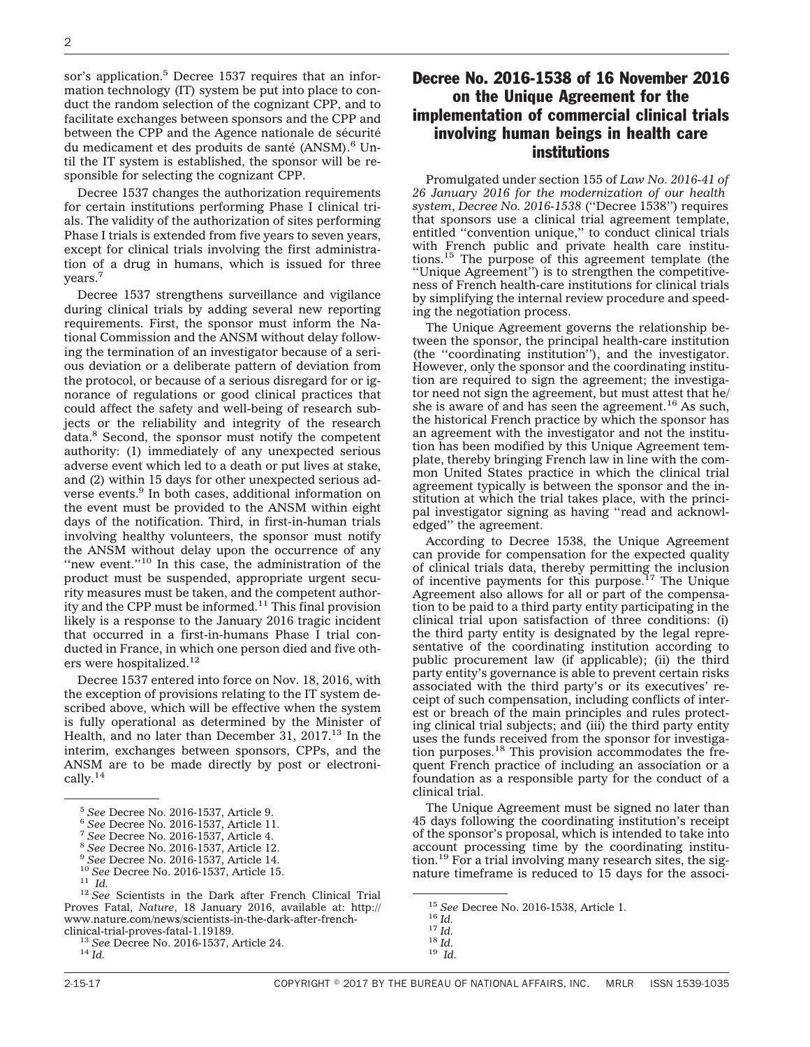sor's application.[5] Decree 1537 requires that an information technology (IT) system be put into place to conduct the random selection of the cognizant CPP, and to facilitate exchanges between sponsors and the CPP and between the CPP and the Agence nationale de sécurité du medicament et des produits de santé (ANSM).[6] Until the IT system is established, the sponsor will be responsible for selecting the cognizant CPP.

Decree 1537 changes the authorization requirements for certain institutions performing Phase I clinical trials. The validity of the authorization of sites performing Phase I trials is extended from five years to seven years, except for clinical trials involving the first administration of a drug in humans, which is issued for three years.[7]

Decree 1537 strengthens surveillance and vigilance during clinical trials by adding several new reporting requirements. First, the sponsor must inform the National Commission and the ANSM without delay following the termination of an investigator because of a serious deviation or a deliberate pattern of deviation from the protocol, or because of a serious disregard for or ignorance of regulations or good clinical practices that could affect the safety and well-being of research subjects or the reliability and integrity of the research data.[8] Second, the sponsor must notify the competent authority: (1) immediately of any unexpected serious adverse event which led to a death or put lives at stake, and (2) within 15 days for other unexpected serious adverse events.[9] In both cases, additional information on the event must be provided to the ANSM within eight days of the notification. Third, in first-in-human trials involving healthy volunteers, the sponsor must notify the ANSM without delay upon the occurrence of any ''new event.''[10] In this case, the administration of the product must be suspended, appropriate urgent security measures must be taken, and the competent authority and the CPP must be informed.[11] This final provision likely is a response to the January 2016 tragic incident that occurred in a first-in-humans Phase I trial conducted in France, in which one person died and five others were hospitalized.[12]

Decree 1537 entered into force on Nov. 18, 2016, with the exception of provisions relating to the IT system described above, which will be effective when the system is fully operational as determined by the Minister of Health, and no later than December 31, 2017.[13] In the interim, exchanges between sponsors, CPPs, and the ANSM are to be made directly by post or electronically.[14]

[5] *See* Decree No. 2016-1537, Article 9.
[6] *See* Decree No. 2016-1537, Article 11.
[7] *See* Decree No. 2016-1537, Article 4.
[8] *See* Decree No. 2016-1537, Article 12.
[9] *See* Decree No. 2016-1537, Article 14.
[10] *See* Decree No. 2016-1537, Article 15.
[11] *Id.*
[12] *See* Scientists in the Dark after French Clinical Trial Proves Fatal, *Nature*, 18 January 2016, available at: http://www.nature.com/news/scientists-in-the-dark-after-french-clinical-trial-proves-fatal-1.19189.
[13] *See* Decree No. 2016-1537, Article 24.
[14] *Id.*

## Decree No. 2016-1538 of 16 November 2016 on the Unique Agreement for the implementation of commercial clinical trials involving human beings in health care institutions

Promulgated under section 155 of *Law No. 2016-41 of 26 January 2016 for the modernization of our health system*, *Decree No. 2016-1538* (''Decree 1538'') requires that sponsors use a clinical trial agreement template, entitled ''convention unique,'' to conduct clinical trials with French public and private health care institutions.[15] The purpose of this agreement template (the ''Unique Agreement'') is to strengthen the competitiveness of French health-care institutions for clinical trials by simplifying the internal review procedure and speeding the negotiation process.

The Unique Agreement governs the relationship between the sponsor, the principal health-care institution (the ''coordinating institution''), and the investigator. However, only the sponsor and the coordinating institution are required to sign the agreement; the investigator need not sign the agreement, but must attest that he/she is aware of and has seen the agreement.[16] As such, the historical French practice by which the sponsor has an agreement with the investigator and not the institution has been modified by this Unique Agreement template, thereby bringing French law in line with the common United States practice in which the clinical trial agreement typically is between the sponsor and the institution at which the trial takes place, with the principal investigator signing as having ''read and acknowledged'' the agreement.

According to Decree 1538, the Unique Agreement can provide for compensation for the expected quality of clinical trials data, thereby permitting the inclusion of incentive payments for this purpose.[17] The Unique Agreement also allows for all or part of the compensation to be paid to a third party entity participating in the clinical trial upon satisfaction of three conditions: (i) the third party entity is designated by the legal representative of the coordinating institution according to public procurement law (if applicable); (ii) the third party entity's governance is able to prevent certain risks associated with the third party's or its executives' receipt of such compensation, including conflicts of interest or breach of the main principles and rules protecting clinical trial subjects; and (iii) the third party entity uses the funds received from the sponsor for investigation purposes.[18] This provision accommodates the frequent French practice of including an association or a foundation as a responsible party for the conduct of a clinical trial.

The Unique Agreement must be signed no later than 45 days following the coordinating institution's receipt of the sponsor's proposal, which is intended to take into account processing time by the coordinating institution.[19] For a trial involving many research sites, the signature timeframe is reduced to 15 days for the associ-

[15] *See* Decree No. 2016-1538, Article 1.
[16] *Id.*
[17] *Id.*
[18] *Id.*
[19] *Id.*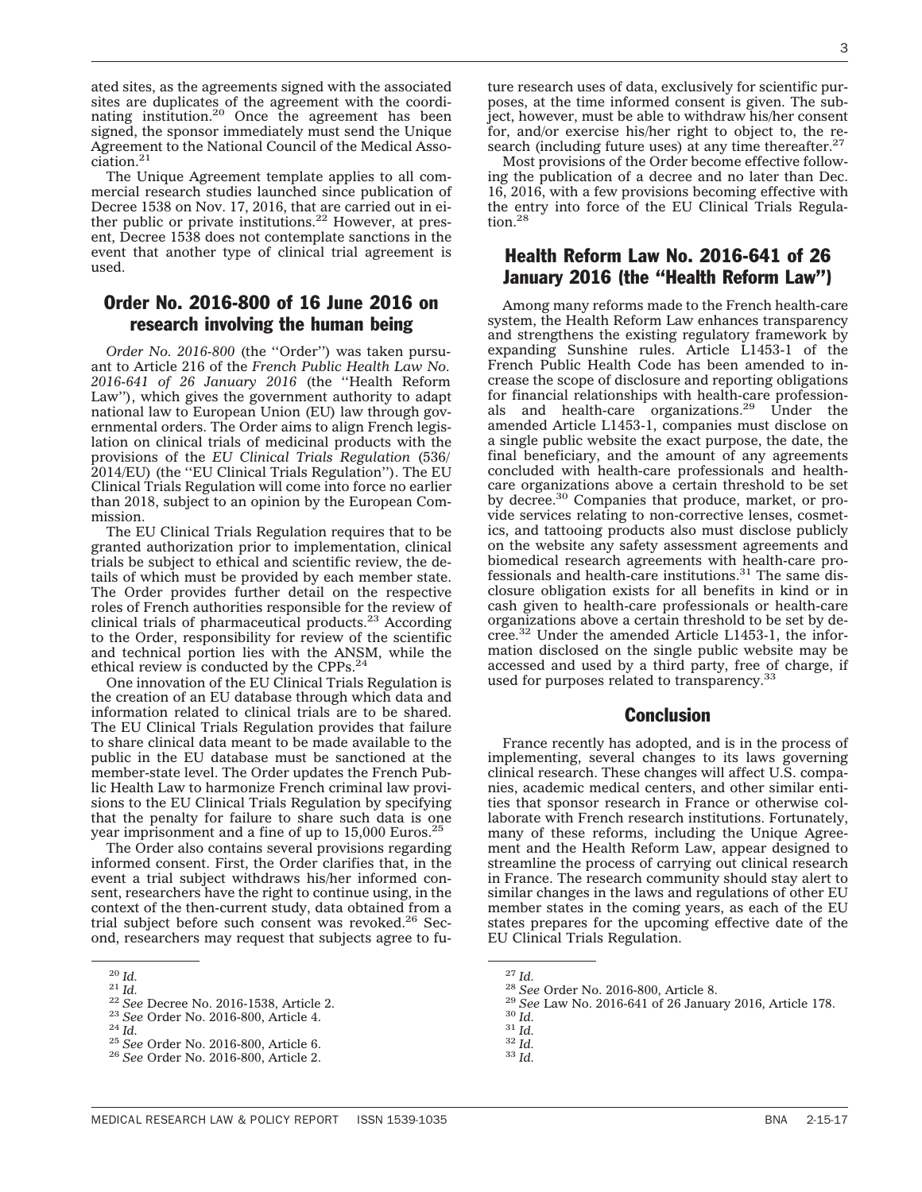ated sites, as the agreements signed with the associated sites are duplicates of the agreement with the coordinating institution.[20] Once the agreement has been signed, the sponsor immediately must send the Unique Agreement to the National Council of the Medical Association.[21]

The Unique Agreement template applies to all commercial research studies launched since publication of Decree 1538 on Nov. 17, 2016, that are carried out in either public or private institutions.[22] However, at present, Decree 1538 does not contemplate sanctions in the event that another type of clinical trial agreement is used.

## Order No. 2016-800 of 16 June 2016 on research involving the human being

*Order No. 2016-800* (the ''Order'') was taken pursuant to Article 216 of the *French Public Health Law No. 2016-641 of 26 January 2016* (the ''Health Reform Law''), which gives the government authority to adapt national law to European Union (EU) law through governmental orders. The Order aims to align French legislation on clinical trials of medicinal products with the provisions of the *EU Clinical Trials Regulation* (536/2014/EU) (the ''EU Clinical Trials Regulation''). The EU Clinical Trials Regulation will come into force no earlier than 2018, subject to an opinion by the European Commission.

The EU Clinical Trials Regulation requires that to be granted authorization prior to implementation, clinical trials be subject to ethical and scientific review, the details of which must be provided by each member state. The Order provides further detail on the respective roles of French authorities responsible for the review of clinical trials of pharmaceutical products.[23] According to the Order, responsibility for review of the scientific and technical portion lies with the ANSM, while the ethical review is conducted by the CPPs.[24]

One innovation of the EU Clinical Trials Regulation is the creation of an EU database through which data and information related to clinical trials are to be shared. The EU Clinical Trials Regulation provides that failure to share clinical data meant to be made available to the public in the EU database must be sanctioned at the member-state level. The Order updates the French Public Health Law to harmonize French criminal law provisions to the EU Clinical Trials Regulation by specifying that the penalty for failure to share such data is one year imprisonment and a fine of up to 15,000 Euros.[25]

The Order also contains several provisions regarding informed consent. First, the Order clarifies that, in the event a trial subject withdraws his/her informed consent, researchers have the right to continue using, in the context of the then-current study, data obtained from a trial subject before such consent was revoked.[26] Second, researchers may request that subjects agree to future research uses of data, exclusively for scientific purposes, at the time informed consent is given. The subject, however, must be able to withdraw his/her consent for, and/or exercise his/her right to object to, the research (including future uses) at any time thereafter.[27]

Most provisions of the Order become effective following the publication of a decree and no later than Dec. 16, 2016, with a few provisions becoming effective with the entry into force of the EU Clinical Trials Regulation.[28]

## Health Reform Law No. 2016-641 of 26 January 2016 (the ''Health Reform Law'')

Among many reforms made to the French health-care system, the Health Reform Law enhances transparency and strengthens the existing regulatory framework by expanding Sunshine rules. Article L1453-1 of the French Public Health Code has been amended to increase the scope of disclosure and reporting obligations for financial relationships with health-care professionals and health-care organizations.[29] Under the amended Article L1453-1, companies must disclose on a single public website the exact purpose, the date, the final beneficiary, and the amount of any agreements concluded with health-care professionals and health-care organizations above a certain threshold to be set by decree.[30] Companies that produce, market, or provide services relating to non-corrective lenses, cosmetics, and tattooing products also must disclose publicly on the website any safety assessment agreements and biomedical research agreements with health-care professionals and health-care institutions.[31] The same disclosure obligation exists for all benefits in kind or in cash given to health-care professionals or health-care organizations above a certain threshold to be set by decree.[32] Under the amended Article L1453-1, the information disclosed on the single public website may be accessed and used by a third party, free of charge, if used for purposes related to transparency.[33]

## Conclusion

France recently has adopted, and is in the process of implementing, several changes to its laws governing clinical research. These changes will affect U.S. companies, academic medical centers, and other similar entities that sponsor research in France or otherwise collaborate with French research institutions. Fortunately, many of these reforms, including the Unique Agreement and the Health Reform Law, appear designed to streamline the process of carrying out clinical research in France. The research community should stay alert to similar changes in the laws and regulations of other EU member states in the coming years, as each of the EU states prepares for the upcoming effective date of the EU Clinical Trials Regulation.

---

[20] *Id.*
[21] *Id.*
[22] *See* Decree No. 2016-1538, Article 2.
[23] *See* Order No. 2016-800, Article 4.
[24] *Id.*
[25] *See* Order No. 2016-800, Article 6.
[26] *See* Order No. 2016-800, Article 2.
[27] *Id.*
[28] *See* Order No. 2016-800, Article 8.
[29] *See* Law No. 2016-641 of 26 January 2016, Article 178.
[30] *Id.*
[31] *Id.*
[32] *Id.*
[33] *Id.*